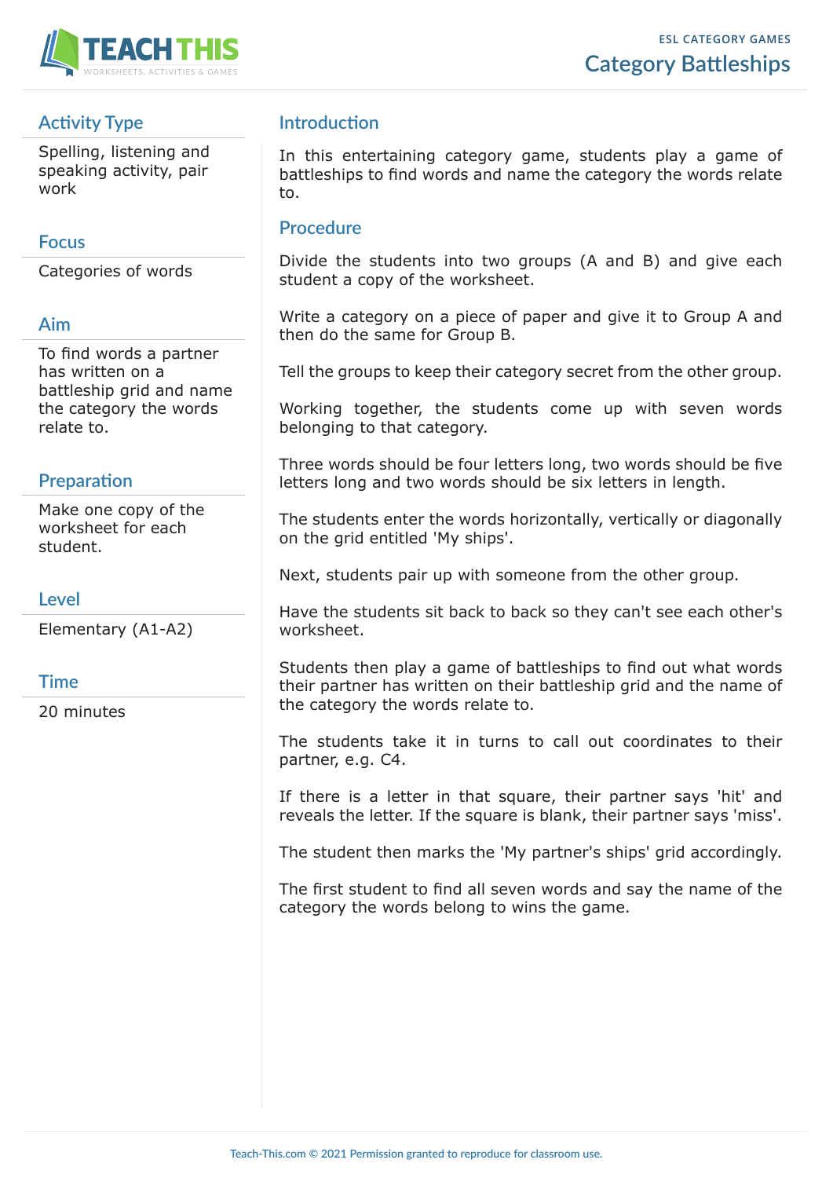ESL CATEGORY GAMES

# Category Battleships

## Activity Type

Spelling, listening and speaking activity, pair work

## Focus

Categories of words

## Aim

To find words a partner has written on a battleship grid and name the category the words relate to.

## Preparation

Make one copy of the worksheet for each student.

## Level

Elementary (A1-A2)

## Time

20 minutes

## Introduction

In this entertaining category game, students play a game of battleships to find words and name the category the words relate to.

## Procedure

Divide the students into two groups (A and B) and give each student a copy of the worksheet.

Write a category on a piece of paper and give it to Group A and then do the same for Group B.

Tell the groups to keep their category secret from the other group.

Working together, the students come up with seven words belonging to that category.

Three words should be four letters long, two words should be five letters long and two words should be six letters in length.

The students enter the words horizontally, vertically or diagonally on the grid entitled 'My ships'.

Next, students pair up with someone from the other group.

Have the students sit back to back so they can't see each other's worksheet.

Students then play a game of battleships to find out what words their partner has written on their battleship grid and the name of the category the words relate to.

The students take it in turns to call out coordinates to their partner, e.g. C4.

If there is a letter in that square, their partner says 'hit' and reveals the letter. If the square is blank, their partner says 'miss'.

The student then marks the 'My partner's ships' grid accordingly.

The first student to find all seven words and say the name of the category the words belong to wins the game.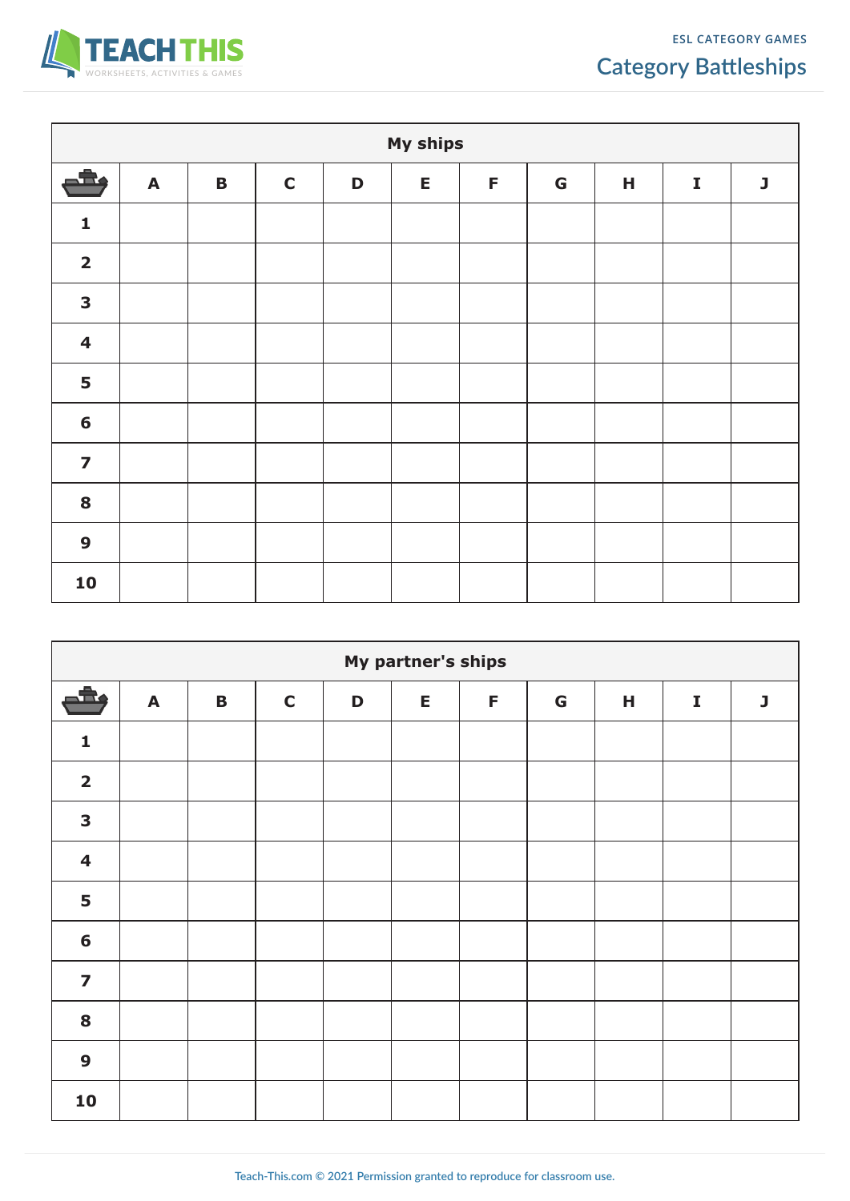| My ships | | | | | | | | | | |
|---|---|---|---|---|---|---|---|---|---|---|
| | A | B | C | D | E | F | G | H | I | J |
| 1 | | | | | | | | | | |
| 2 | | | | | | | | | | |
| 3 | | | | | | | | | | |
| 4 | | | | | | | | | | |
| 5 | | | | | | | | | | |
| 6 | | | | | | | | | | |
| 7 | | | | | | | | | | |
| 8 | | | | | | | | | | |
| 9 | | | | | | | | | | |
| 10 | | | | | | | | | | |

| My partner's ships | | | | | | | | | | |
|---|---|---|---|---|---|---|---|---|---|---|
| | A | B | C | D | E | F | G | H | I | J |
| 1 | | | | | | | | | | |
| 2 | | | | | | | | | | |
| 3 | | | | | | | | | | |
| 4 | | | | | | | | | | |
| 5 | | | | | | | | | | |
| 6 | | | | | | | | | | |
| 7 | | | | | | | | | | |
| 8 | | | | | | | | | | |
| 9 | | | | | | | | | | |
| 10 | | | | | | | | | | |